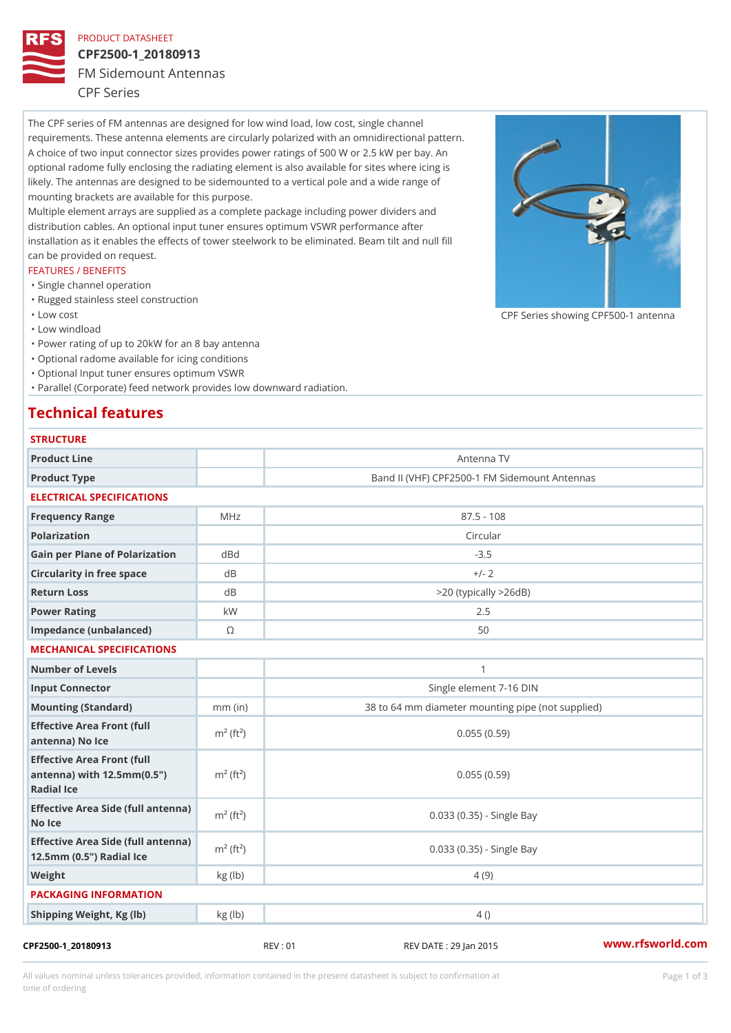PRODUCT DATASHEET

# CPF2500-1_20180913

## FM Sidemount Antennas

CPF Series

The CPF series of FM antennas are designed for low wind load, low cost, single channel requirements. These antenna elements are circularly polarized with an omnidirectional pattern. A choice of two input connector sizes provides power ratings of 500 W or 2.5 kW per bay. An optional radome fully enclosing the radiating element is also available for sites where icing is likely. The antennas are designed to be sidemounted to a vertical pole and a wide range of mounting brackets are available for this purpose.
Multiple element arrays are supplied as a complete package including power dividers and distribution cables. An optional input tuner ensures optimum VSWR performance after installation as it enables the effects of tower steelwork to be eliminated. Beam tilt and null fill can be provided on request.

CPF Series showing CPF500-1 antenna

FEATURES / BENEFITS

- Single channel operation
- Rugged stainless steel construction
- Low cost
- Low windload
- Power rating of up to 20kW for an 8 bay antenna
- Optional radome available for icing conditions
- Optional Input tuner ensures optimum VSWR
- Parallel (Corporate) feed network provides low downward radiation.

## Technical features

STRUCTURE

| | | |
|---|---|---|
| Product Line | | Antenna TV |
| Product Type | | Band II (VHF) CPF2500-1 FM Sidemount Antennas |

ELECTRICAL SPECIFICATIONS

| | | |
|---|---|---|
| Frequency Range | MHz | 87.5 - 108 |
| Polarization | | Circular |
| Gain per Plane of Polarization | dBd | -3.5 |
| Circularity in free space | dB | +/- 2 |
| Return Loss | dB | >20 (typically >26dB) |
| Power Rating | kW | 2.5 |
| Impedance (unbalanced) | Ω | 50 |

MECHANICAL SPECIFICATIONS

| | | |
|---|---|---|
| Number of Levels | | 1 |
| Input Connector | | Single element 7-16 DIN |
| Mounting (Standard) | mm (in) | 38 to 64 mm diameter mounting pipe (not supplied) |
| Effective Area Front (full antenna) No Ice | $m^2$ ($ft^2$) | 0.055 (0.59) |
| Effective Area Front (full antenna) with 12.5mm(0.5") Radial Ice | $m^2$ ($ft^2$) | 0.055 (0.59) |
| Effective Area Side (full antenna) No Ice | $m^2$ ($ft^2$) | 0.033 (0.35) - Single Bay |
| Effective Area Side (full antenna) 12.5mm (0.5") Radial Ice | $m^2$ ($ft^2$) | 0.033 (0.35) - Single Bay |
| Weight | kg (lb) | 4 (9) |

PACKAGING INFORMATION

| | | |
|---|---|---|
| Shipping Weight, Kg (lb) | kg (lb) | 4 () |

CPF2500-1_20180913 REV : 01 REV DATE : 29 Jan 2015 www.rfsworld.com

All values nominal unless tolerances provided; information contained in the present datasheet is subject to confirmation at time of ordering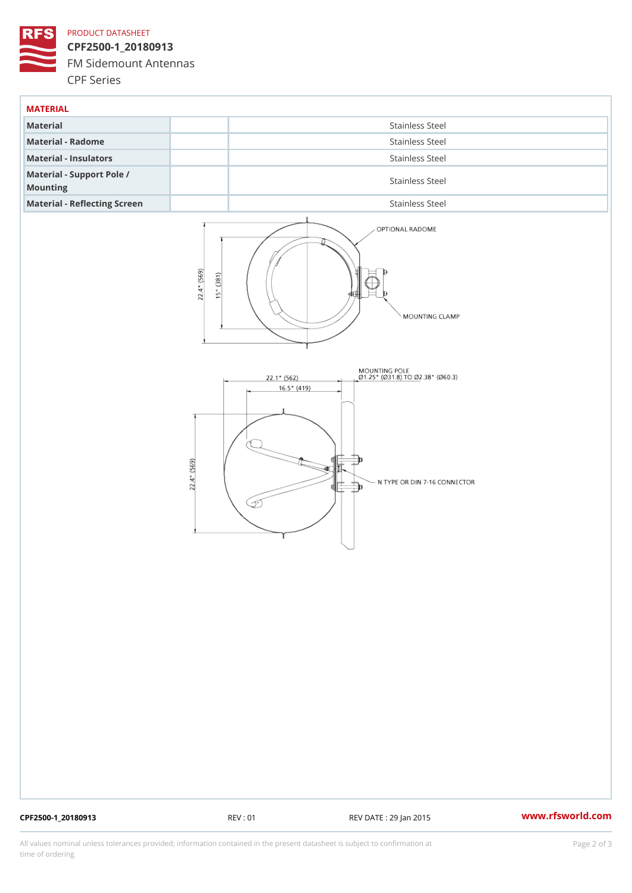PRODUCT DATASHEET

# CPF2500-1_20180913

FM Sidemount Antennas

CPF Series

## MATERIAL

| | | |
|---|---|---|
| **Material** | | Stainless Steel |
| **Material - Radome** | | Stainless Steel |
| **Material - Insulators** | | Stainless Steel |
| **Material - Support Pole / Mounting** | | Stainless Steel |
| **Material - Reflecting Screen** | | Stainless Steel |

OPTIONAL RADOME

MOUNTING CLAMP

22.4" (569)

15" (381)

MOUNTING POLE
Ø1.25" (Ø31.8) TO Ø2.38" (Ø60.3)

22.1" (562)

16.5" (419)

22.4" (569)

N TYPE OR DIN 7-16 CONNECTOR

CPF2500-1_20180913 REV : 01 REV DATE : 29 Jan 2015 www.rfsworld.com

All values nominal unless tolerances provided; information contained in the present datasheet is subject to confirmation at time of ordering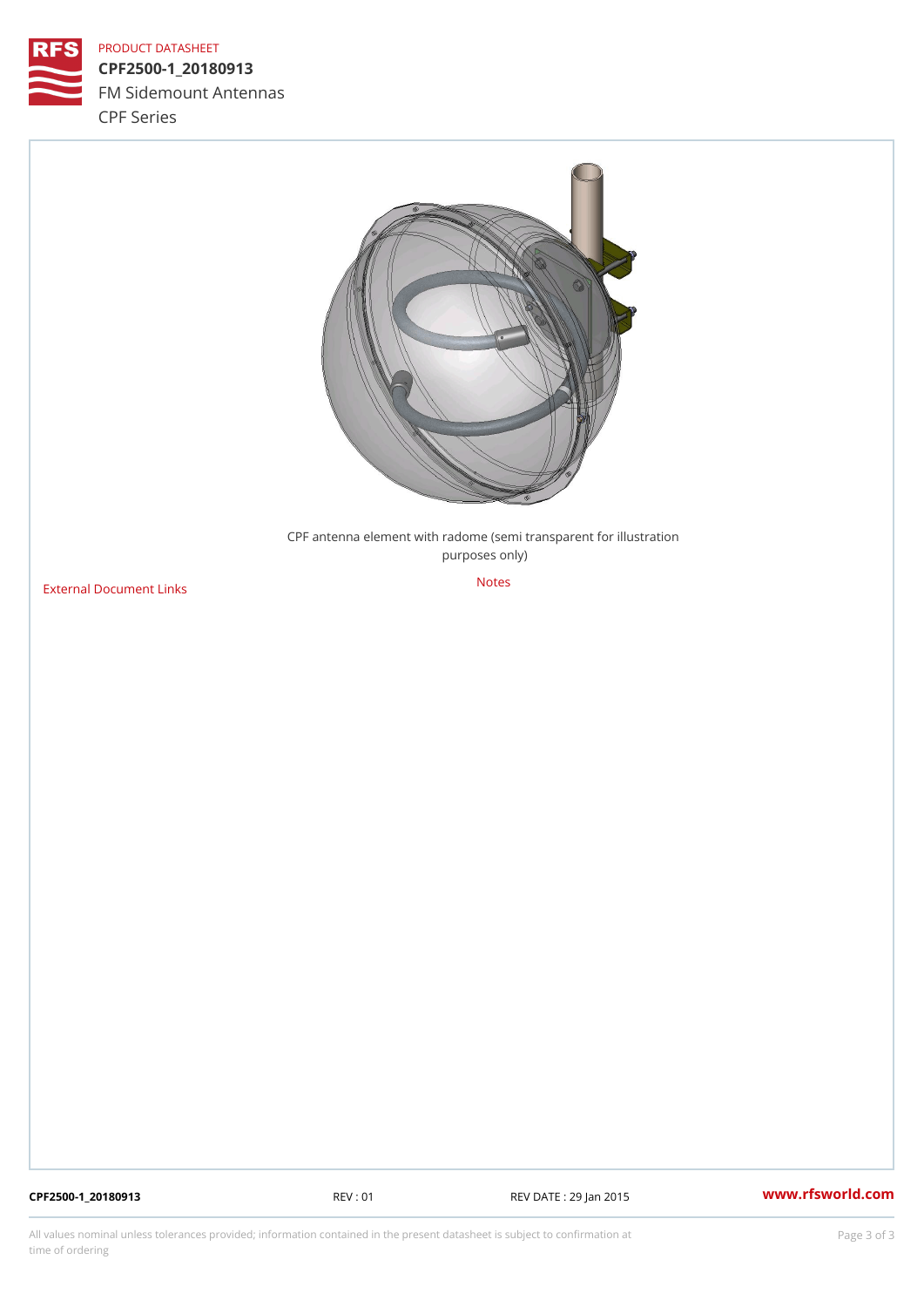PRODUCT DATASHEET

# CPF2500-1_20180913

FM Sidemount Antennas

CPF Series

CPF antenna element with radome (semi transparent for illustration purposes only)

External Document Links

Notes

CPF2500-1_20180913 REV : 01 REV DATE : 29 Jan 2015 www.rfsworld.com

All values nominal unless tolerances provided; information contained in the present datasheet is subject to confirmation at time of ordering